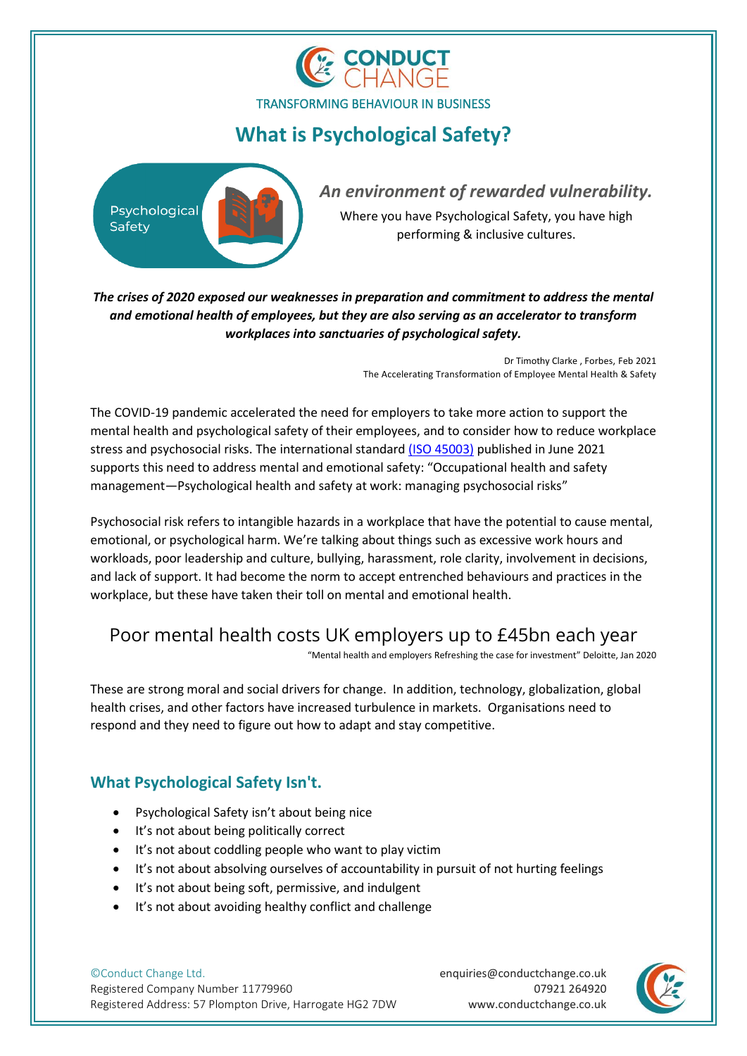CONDUCT CHANGE

TRANSFORMING BEHAVIOUR IN BUSINESS

# What is Psychological Safety?

Psychological Safety

## *An environment of rewarded vulnerability.*

Where you have Psychological Safety, you have high performing & inclusive cultures.

***The crises of 2020 exposed our weaknesses in preparation and commitment to address the mental and emotional health of employees, but they are also serving as an accelerator to transform workplaces into sanctuaries of psychological safety.***

Dr Timothy Clarke , Forbes, Feb 2021
The Accelerating Transformation of Employee Mental Health & Safety

The COVID-19 pandemic accelerated the need for employers to take more action to support the mental health and psychological safety of their employees, and to consider how to reduce workplace stress and psychosocial risks. The international standard (ISO 45003) published in June 2021 supports this need to address mental and emotional safety: "Occupational health and safety management—Psychological health and safety at work: managing psychosocial risks"

Psychosocial risk refers to intangible hazards in a workplace that have the potential to cause mental, emotional, or psychological harm. We're talking about things such as excessive work hours and workloads, poor leadership and culture, bullying, harassment, role clarity, involvement in decisions, and lack of support. It had become the norm to accept entrenched behaviours and practices in the workplace, but these have taken their toll on mental and emotional health.

Poor mental health costs UK employers up to £45bn each year

"Mental health and employers Refreshing the case for investment" Deloitte, Jan 2020

These are strong moral and social drivers for change. In addition, technology, globalization, global health crises, and other factors have increased turbulence in markets. Organisations need to respond and they need to figure out how to adapt and stay competitive.

## What Psychological Safety Isn't.

- Psychological Safety isn't about being nice
- It's not about being politically correct
- It's not about coddling people who want to play victim
- It's not about absolving ourselves of accountability in pursuit of not hurting feelings
- It's not about being soft, permissive, and indulgent
- It's not about avoiding healthy conflict and challenge

©Conduct Change Ltd.
Registered Company Number 11779960
Registered Address: 57 Plompton Drive, Harrogate HG2 7DW

enquiries@conductchange.co.uk
07921 264920
www.conductchange.co.uk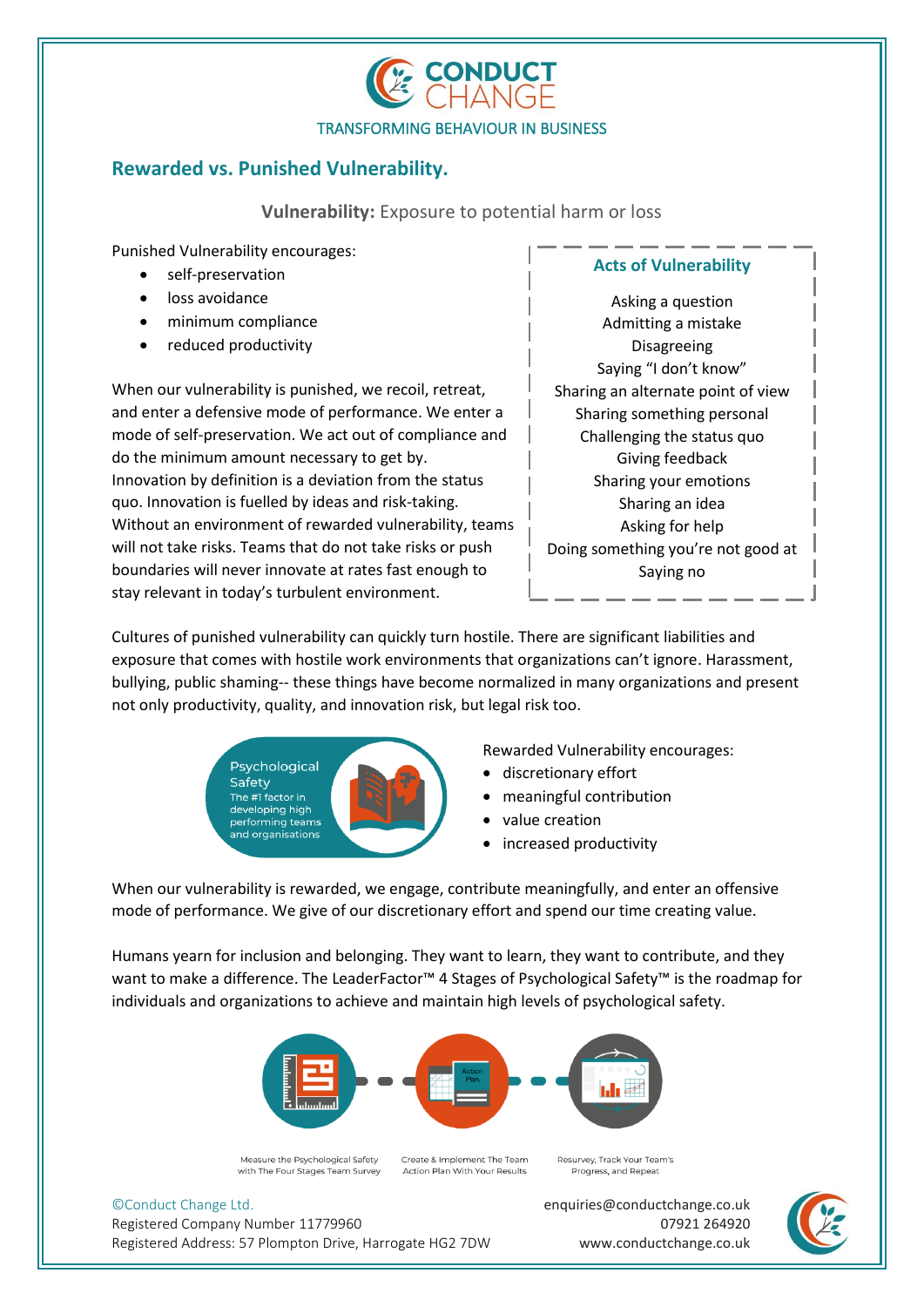CONDUCT CHANGE

TRANSFORMING BEHAVIOUR IN BUSINESS

## Rewarded vs. Punished Vulnerability.

**Vulnerability:** Exposure to potential harm or loss

Punished Vulnerability encourages:

- self-preservation
- loss avoidance
- minimum compliance
- reduced productivity

When our vulnerability is punished, we recoil, retreat, and enter a defensive mode of performance. We enter a mode of self-preservation. We act out of compliance and do the minimum amount necessary to get by. Innovation by definition is a deviation from the status quo. Innovation is fuelled by ideas and risk-taking. Without an environment of rewarded vulnerability, teams will not take risks. Teams that do not take risks or push boundaries will never innovate at rates fast enough to stay relevant in today's turbulent environment.

### Acts of Vulnerability

Asking a question
Admitting a mistake
Disagreeing
Saying "I don't know"
Sharing an alternate point of view
Sharing something personal
Challenging the status quo
Giving feedback
Sharing your emotions
Sharing an idea
Asking for help
Doing something you're not good at
Saying no

Cultures of punished vulnerability can quickly turn hostile. There are significant liabilities and exposure that comes with hostile work environments that organizations can't ignore. Harassment, bullying, public shaming-- these things have become normalized in many organizations and present not only productivity, quality, and innovation risk, but legal risk too.

Psychological Safety
The #1 factor in developing high performing teams and organisations

Rewarded Vulnerability encourages:

- discretionary effort
- meaningful contribution
- value creation
- increased productivity

When our vulnerability is rewarded, we engage, contribute meaningfully, and enter an offensive mode of performance. We give of our discretionary effort and spend our time creating value.

Humans yearn for inclusion and belonging. They want to learn, they want to contribute, and they want to make a difference. The LeaderFactor™ 4 Stages of Psychological Safety™ is the roadmap for individuals and organizations to achieve and maintain high levels of psychological safety.

Measure the Psychological Safety with The Four Stages Team Survey — Create & Implement The Team Action Plan With Your Results — Resurvey, Track Your Team's Progress, and Repeat

©Conduct Change Ltd.
Registered Company Number 11779960
Registered Address: 57 Plompton Drive, Harrogate HG2 7DW

enquiries@conductchange.co.uk
07921 264920
www.conductchange.co.uk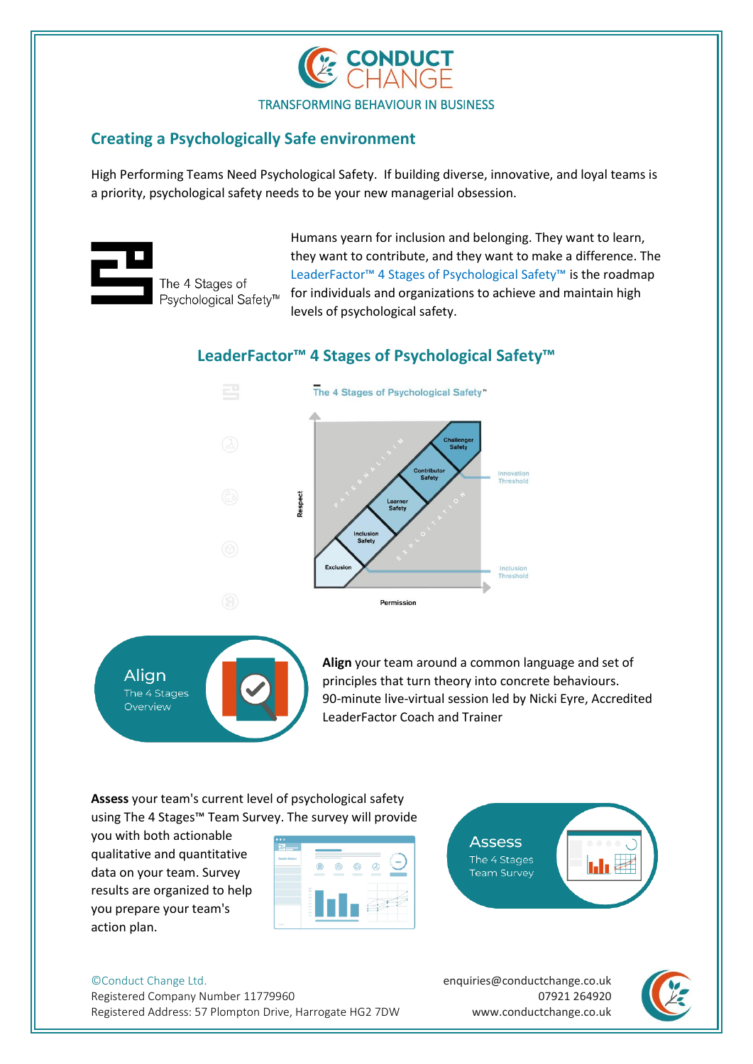CONDUCT CHANGE

TRANSFORMING BEHAVIOUR IN BUSINESS

## Creating a Psychologically Safe environment

High Performing Teams Need Psychological Safety. If building diverse, innovative, and loyal teams is a priority, psychological safety needs to be your new managerial obsession.

The 4 Stages of Psychological Safety™

Humans yearn for inclusion and belonging. They want to learn, they want to contribute, and they want to make a difference. The LeaderFactor™ 4 Stages of Psychological Safety™ is the roadmap for individuals and organizations to achieve and maintain high levels of psychological safety.

### LeaderFactor™ 4 Stages of Psychological Safety™

The 4 Stages of Psychological Safety™

Challenger Safety
Contributor Safety
Learner Safety
Inclusion Safety
Exclusion

Paternalism
Exploitation

Innovation Threshold
Inclusion Threshold

Respect
Permission

**Align** — The 4 Stages Overview

**Align** your team around a common language and set of principles that turn theory into concrete behaviours. 90-minute live-virtual session led by Nicki Eyre, Accredited LeaderFactor Coach and Trainer

**Assess** your team's current level of psychological safety using The 4 Stages™ Team Survey. The survey will provide you with both actionable qualitative and quantitative data on your team. Survey results are organized to help you prepare your team's action plan.

**Assess** — The 4 Stages Team Survey

©Conduct Change Ltd.
Registered Company Number 11779960
Registered Address: 57 Plompton Drive, Harrogate HG2 7DW

enquiries@conductchange.co.uk
07921 264920
www.conductchange.co.uk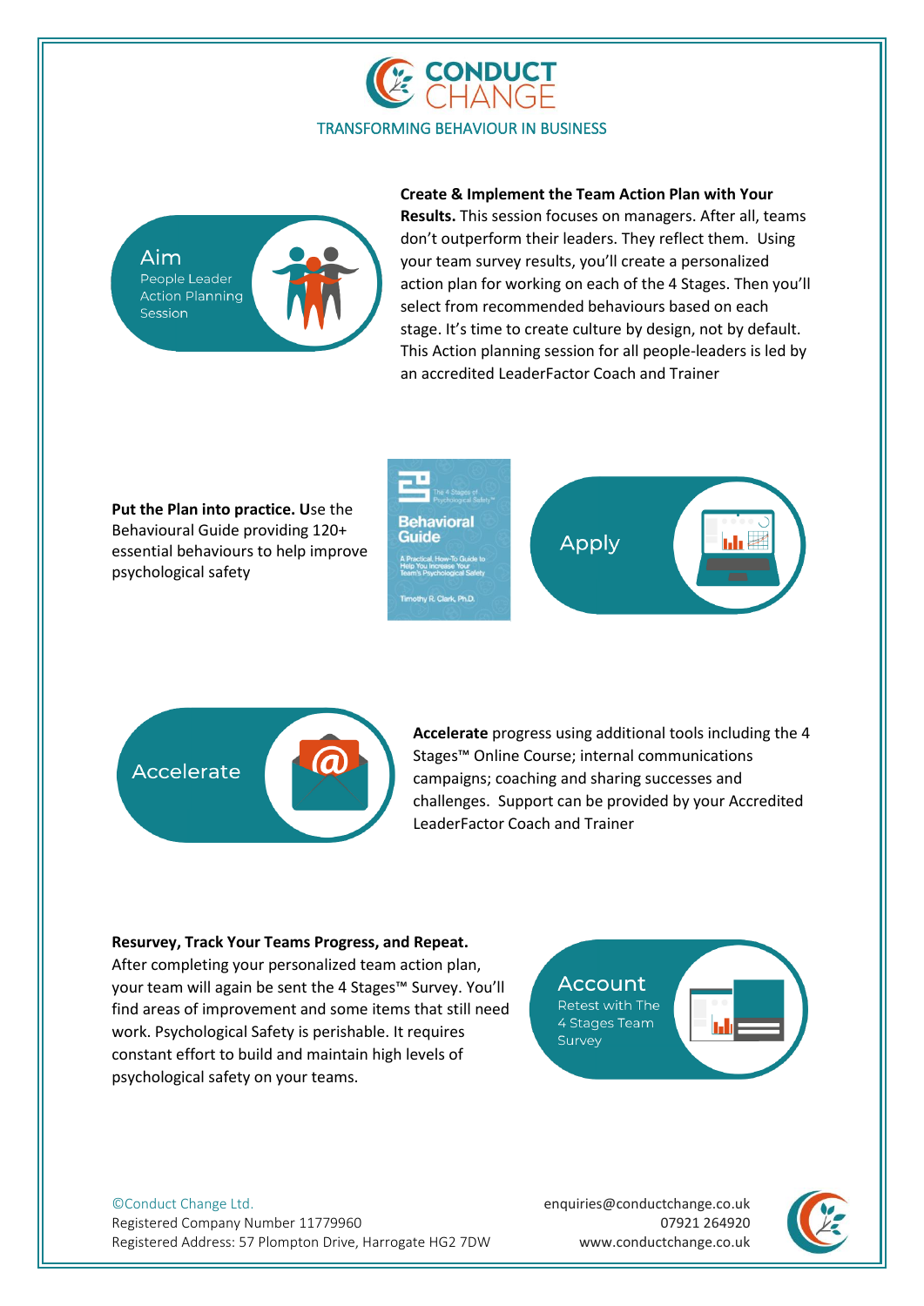# CONDUCT CHANGE

TRANSFORMING BEHAVIOUR IN BUSINESS

**Aim**
People Leader Action Planning Session

**Create & Implement the Team Action Plan with Your Results.** This session focuses on managers. After all, teams don't outperform their leaders. They reflect them. Using your team survey results, you'll create a personalized action plan for working on each of the 4 Stages. Then you'll select from recommended behaviours based on each stage. It's time to create culture by design, not by default. This Action planning session for all people-leaders is led by an accredited LeaderFactor Coach and Trainer

**Put the Plan into practice. U**se the Behavioural Guide providing 120+ essential behaviours to help improve psychological safety

The 4 Stages of Psychological Safety™
Behavioral Guide
A Practical, How-To Guide to Help You Increase Your Team's Psychological Safety
Timothy R. Clark, Ph.D.

**Apply**

**Accelerate**

**Accelerate** progress using additional tools including the 4 Stages™ Online Course; internal communications campaigns; coaching and sharing successes and challenges. Support can be provided by your Accredited LeaderFactor Coach and Trainer

**Resurvey, Track Your Teams Progress, and Repeat.**
After completing your personalized team action plan, your team will again be sent the 4 Stages™ Survey. You'll find areas of improvement and some items that still need work. Psychological Safety is perishable. It requires constant effort to build and maintain high levels of psychological safety on your teams.

**Account**
Retest with The 4 Stages Team Survey

©Conduct Change Ltd.
Registered Company Number 11779960
Registered Address: 57 Plompton Drive, Harrogate HG2 7DW

enquiries@conductchange.co.uk
07921 264920
www.conductchange.co.uk